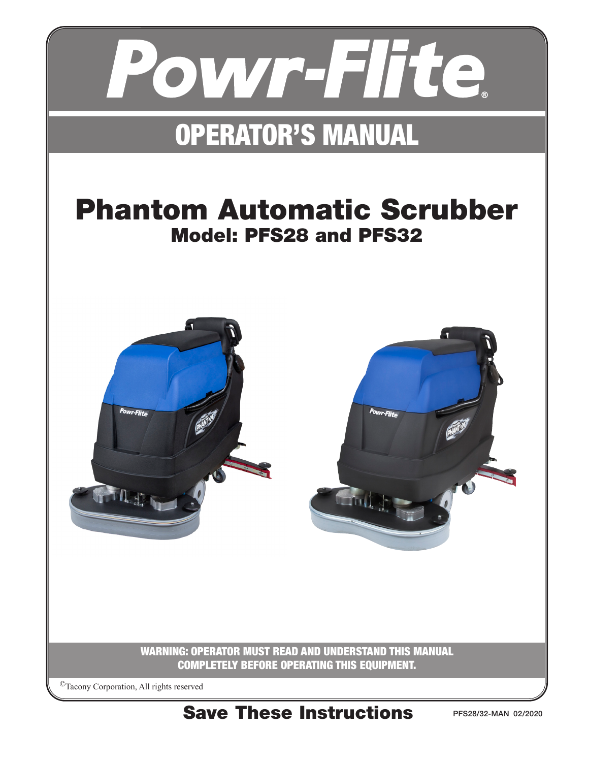# Powr-Flite®

## OPERATOR'S MANUAL

# Phantom Automatic Scrubber

### Model: PFS28 and PFS32

**WARNING: OPERATOR MUST READ AND UNDERSTAND THIS MANUAL COMPLETELY BEFORE OPERATING THIS EQUIPMENT.**

©Tacony Corporation, All rights reserved

**Save These Instructions**

PFS28/32-MAN 02/2020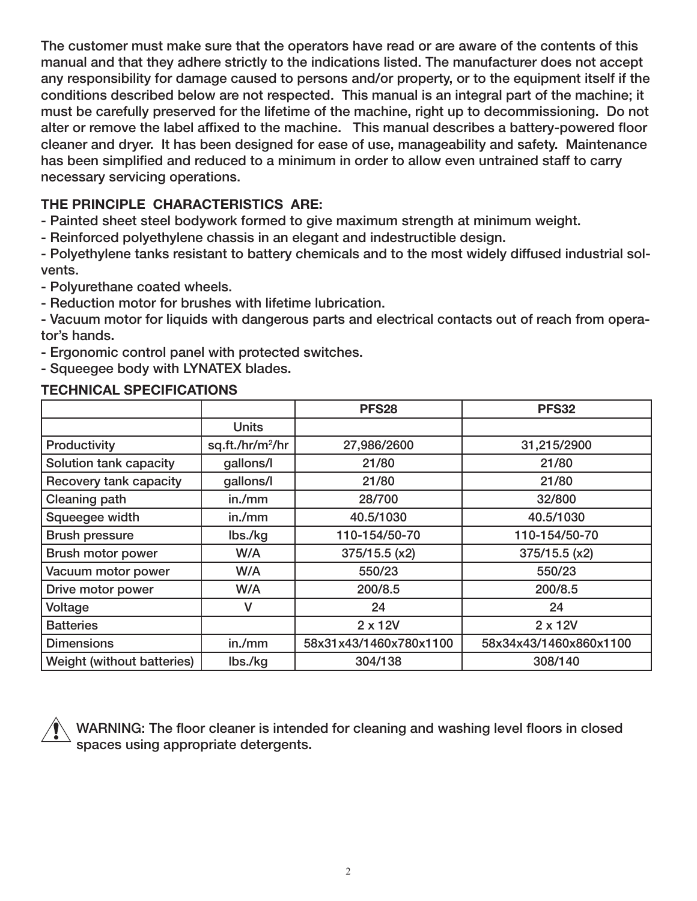**The customer must make sure that the operators have read or are aware of the contents of this manual and that they adhere strictly to the indications listed. The manufacturer does not accept any responsibility for damage caused to persons and/or property, or to the equipment itself if the conditions described below are not respected. This manual is an integral part of the machine; it must be carefully preserved for the lifetime of the machine, right up to decommissioning. Do not alter or remove the label affixed to the machine. This manual describes a battery-powered floor cleaner and dryer. It has been designed for ease of use, manageability and safety. Maintenance has been simplified and reduced to a minimum in order to allow even untrained staff to carry necessary servicing operations.**

## THE PRINCIPLE CHARACTERISTICS ARE:

- Painted sheet steel bodywork formed to give maximum strength at minimum weight.
- Reinforced polyethylene chassis in an elegant and indestructible design.
- Polyethylene tanks resistant to battery chemicals and to the most widely diffused industrial solvents.
- Polyurethane coated wheels.
- Reduction motor for brushes with lifetime lubrication.
- Vacuum motor for liquids with dangerous parts and electrical contacts out of reach from operator's hands.
- Ergonomic control panel with protected switches.
- Squeegee body with LYNATEX blades.

## TECHNICAL SPECIFICATIONS

| | | PFS28 | PFS32 |
|---|---|---|---|
| | Units | | |
| Productivity | sq.ft./hr/m$^2$/hr | 27,986/2600 | 31,215/2900 |
| Solution tank capacity | gallons/l | 21/80 | 21/80 |
| Recovery tank capacity | gallons/l | 21/80 | 21/80 |
| Cleaning path | in./mm | 28/700 | 32/800 |
| Squeegee width | in./mm | 40.5/1030 | 40.5/1030 |
| Brush pressure | lbs./kg | 110-154/50-70 | 110-154/50-70 |
| Brush motor power | W/A | 375/15.5 (x2) | 375/15.5 (x2) |
| Vacuum motor power | W/A | 550/23 | 550/23 |
| Drive motor power | W/A | 200/8.5 | 200/8.5 |
| Voltage | V | 24 | 24 |
| Batteries | | 2 x 12V | 2 x 12V |
| Dimensions | in./mm | 58x31x43/1460x780x1100 | 58x34x43/1460x860x1100 |
| Weight (without batteries) | lbs./kg | 304/138 | 308/140 |

**WARNING: The floor cleaner is intended for cleaning and washing level floors in closed spaces using appropriate detergents.**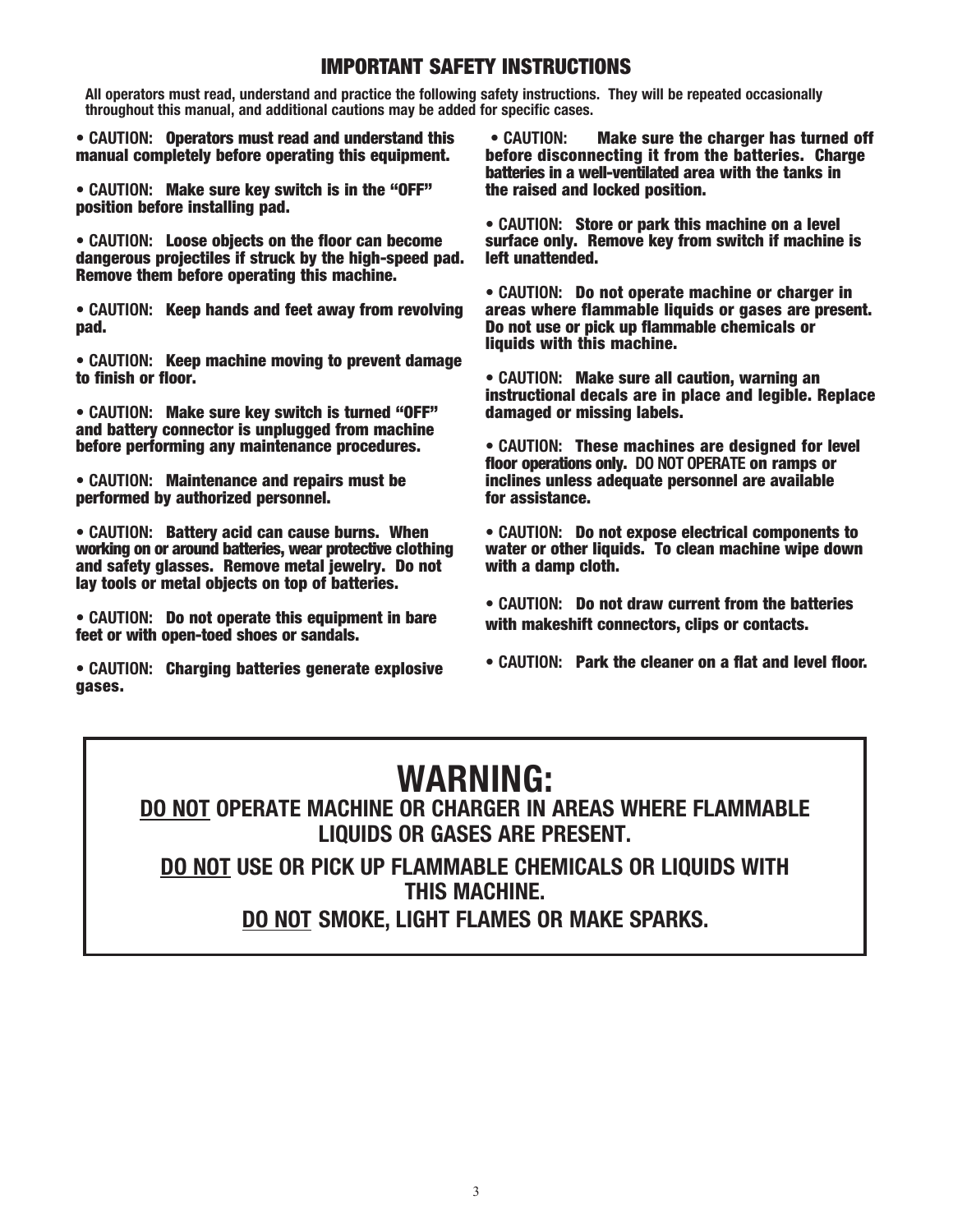## IMPORTANT SAFETY INSTRUCTIONS

**All operators must read, understand and practice the following safety instructions. They will be repeated occasionally throughout this manual, and additional cautions may be added for specific cases.**

- **CAUTION: Operators must read and understand this manual completely before operating this equipment.**
- **CAUTION: Make sure key switch is in the "OFF" position before installing pad.**
- **CAUTION: Loose objects on the floor can become dangerous projectiles if struck by the high-speed pad. Remove them before operating this machine.**
- **CAUTION: Keep hands and feet away from revolving pad.**
- **CAUTION: Keep machine moving to prevent damage to finish or floor.**
- **CAUTION: Make sure key switch is turned "OFF" and battery connector is unplugged from machine before performing any maintenance procedures.**
- **CAUTION: Maintenance and repairs must be performed by authorized personnel.**
- **CAUTION: Battery acid can cause burns. When working on or around batteries, wear protective clothing and safety glasses. Remove metal jewelry. Do not lay tools or metal objects on top of batteries.**
- **CAUTION: Do not operate this equipment in bare feet or with open-toed shoes or sandals.**
- **CAUTION: Charging batteries generate explosive gases.**
- **CAUTION: Make sure the charger has turned off before disconnecting it from the batteries. Charge batteries in a well-ventilated area with the tanks in the raised and locked position.**
- **CAUTION: Store or park this machine on a level surface only. Remove key from switch if machine is left unattended.**
- **CAUTION: Do not operate machine or charger in areas where flammable liquids or gases are present. Do not use or pick up flammable chemicals or liquids with this machine.**
- **CAUTION: Make sure all caution, warning an instructional decals are in place and legible. Replace damaged or missing labels.**
- **CAUTION: These machines are designed for level floor operations only. DO NOT OPERATE on ramps or inclines unless adequate personnel are available for assistance.**
- **CAUTION: Do not expose electrical components to water or other liquids. To clean machine wipe down with a damp cloth.**
- **CAUTION: Do not draw current from the batteries with makeshift connectors, clips or contacts.**
- **CAUTION: Park the cleaner on a flat and level floor.**

# WARNING:

**DO NOT OPERATE MACHINE OR CHARGER IN AREAS WHERE FLAMMABLE LIQUIDS OR GASES ARE PRESENT.**

**DO NOT USE OR PICK UP FLAMMABLE CHEMICALS OR LIQUIDS WITH THIS MACHINE.**

**DO NOT SMOKE, LIGHT FLAMES OR MAKE SPARKS.**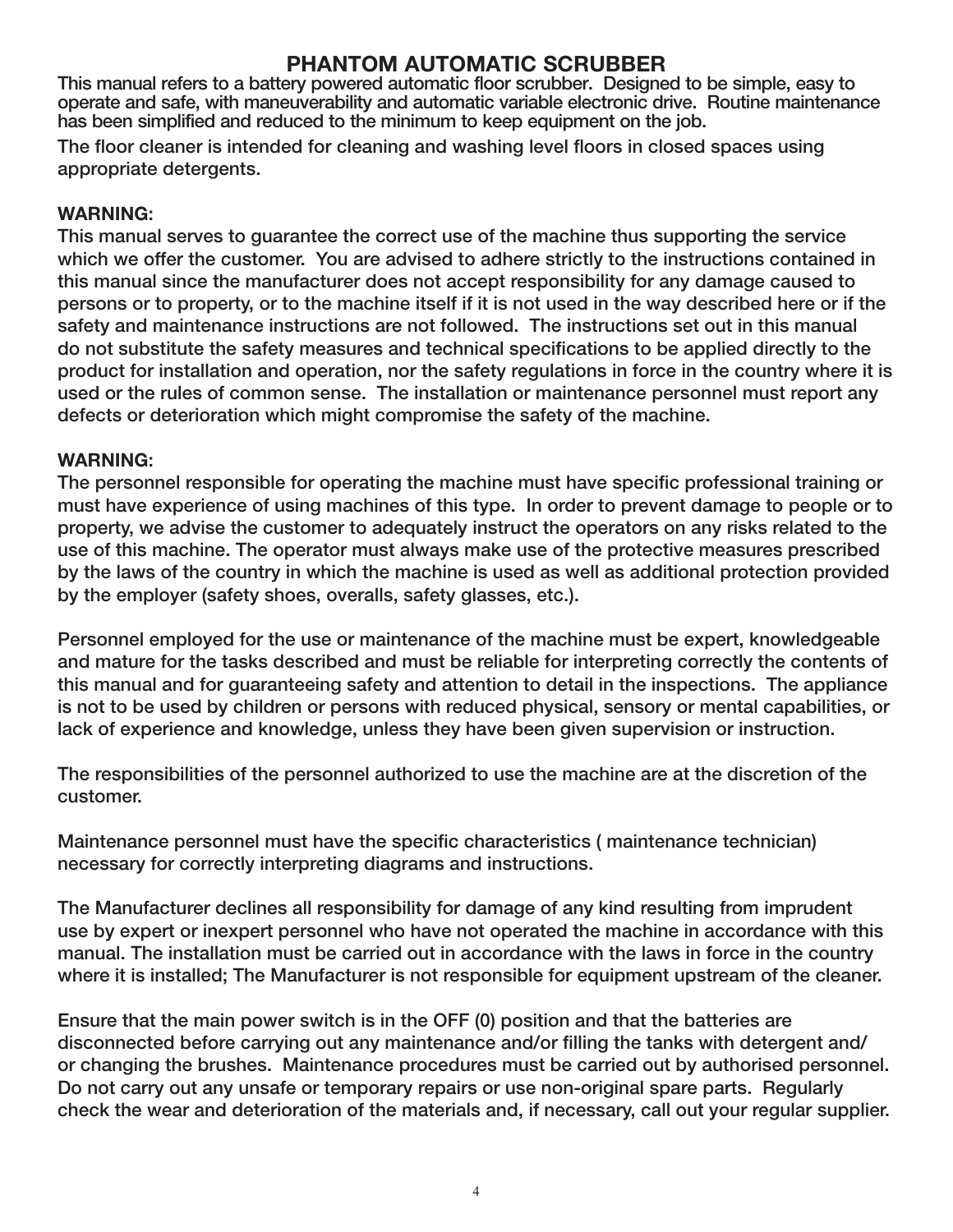# PHANTOM AUTOMATIC SCRUBBER

This manual refers to a battery powered automatic floor scrubber. Designed to be simple, easy to operate and safe, with maneuverability and automatic variable electronic drive. Routine maintenance has been simplified and reduced to the minimum to keep equipment on the job.

The floor cleaner is intended for cleaning and washing level floors in closed spaces using appropriate detergents.

**WARNING:**

This manual serves to guarantee the correct use of the machine thus supporting the service which we offer the customer. You are advised to adhere strictly to the instructions contained in this manual since the manufacturer does not accept responsibility for any damage caused to persons or to property, or to the machine itself if it is not used in the way described here or if the safety and maintenance instructions are not followed. The instructions set out in this manual do not substitute the safety measures and technical specifications to be applied directly to the product for installation and operation, nor the safety regulations in force in the country where it is used or the rules of common sense. The installation or maintenance personnel must report any defects or deterioration which might compromise the safety of the machine.

**WARNING:**

The personnel responsible for operating the machine must have specific professional training or must have experience of using machines of this type. In order to prevent damage to people or to property, we advise the customer to adequately instruct the operators on any risks related to the use of this machine. The operator must always make use of the protective measures prescribed by the laws of the country in which the machine is used as well as additional protection provided by the employer (safety shoes, overalls, safety glasses, etc.).

Personnel employed for the use or maintenance of the machine must be expert, knowledgeable and mature for the tasks described and must be reliable for interpreting correctly the contents of this manual and for guaranteeing safety and attention to detail in the inspections. The appliance is not to be used by children or persons with reduced physical, sensory or mental capabilities, or lack of experience and knowledge, unless they have been given supervision or instruction.

The responsibilities of the personnel authorized to use the machine are at the discretion of the customer.

Maintenance personnel must have the specific characteristics ( maintenance technician) necessary for correctly interpreting diagrams and instructions.

The Manufacturer declines all responsibility for damage of any kind resulting from imprudent use by expert or inexpert personnel who have not operated the machine in accordance with this manual. The installation must be carried out in accordance with the laws in force in the country where it is installed; The Manufacturer is not responsible for equipment upstream of the cleaner.

Ensure that the main power switch is in the OFF (0) position and that the batteries are disconnected before carrying out any maintenance and/or filling the tanks with detergent and/or changing the brushes. Maintenance procedures must be carried out by authorised personnel. Do not carry out any unsafe or temporary repairs or use non-original spare parts. Regularly check the wear and deterioration of the materials and, if necessary, call out your regular supplier.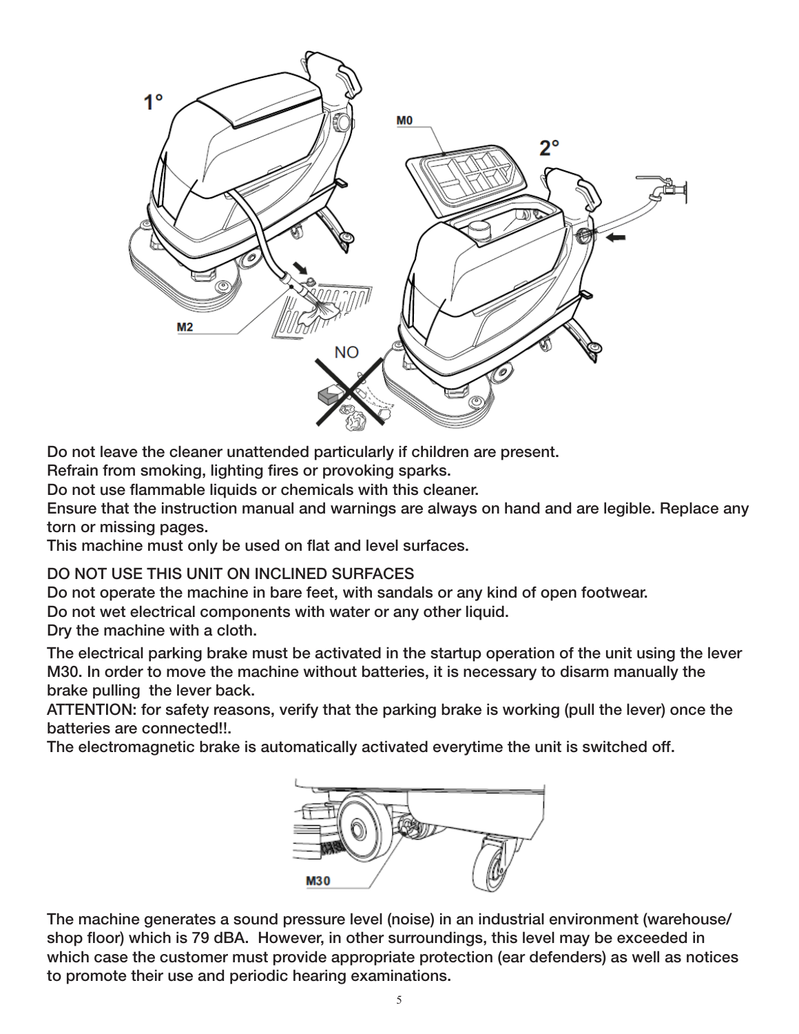Do not leave the cleaner unattended particularly if children are present.
Refrain from smoking, lighting fires or provoking sparks.
Do not use flammable liquids or chemicals with this cleaner.
Ensure that the instruction manual and warnings are always on hand and are legible. Replace any torn or missing pages.
This machine must only be used on flat and level surfaces.

DO NOT USE THIS UNIT ON INCLINED SURFACES
Do not operate the machine in bare feet, with sandals or any kind of open footwear.
Do not wet electrical components with water or any other liquid.
Dry the machine with a cloth.

The electrical parking brake must be activated in the startup operation of the unit using the lever M30. In order to move the machine without batteries, it is necessary to disarm manually the brake pulling  the lever back.
ATTENTION: for safety reasons, verify that the parking brake is working (pull the lever) once the batteries are connected!!.
The electromagnetic brake is automatically activated everytime the unit is switched off.

The machine generates a sound pressure level (noise) in an industrial environment (warehouse/ shop floor) which is 79 dBA.  However, in other surroundings, this level may be exceeded in which case the customer must provide appropriate protection (ear defenders) as well as notices to promote their use and periodic hearing examinations.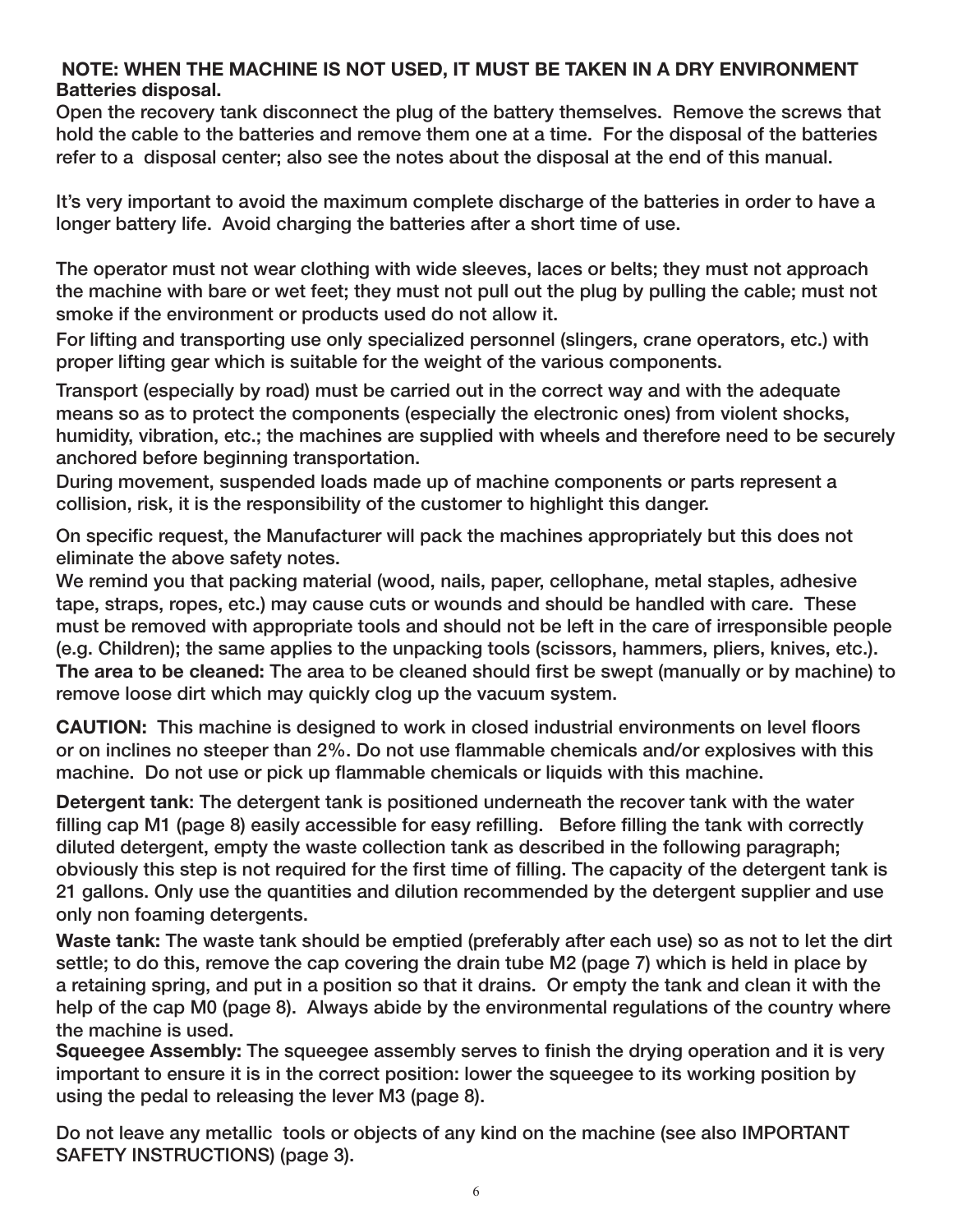**NOTE: WHEN THE MACHINE IS NOT USED, IT MUST BE TAKEN IN A DRY ENVIRONMENT**
**Batteries disposal.**
Open the recovery tank disconnect the plug of the battery themselves. Remove the screws that hold the cable to the batteries and remove them one at a time. For the disposal of the batteries refer to a disposal center; also see the notes about the disposal at the end of this manual.

It's very important to avoid the maximum complete discharge of the batteries in order to have a longer battery life. Avoid charging the batteries after a short time of use.

The operator must not wear clothing with wide sleeves, laces or belts; they must not approach the machine with bare or wet feet; they must not pull out the plug by pulling the cable; must not smoke if the environment or products used do not allow it.

For lifting and transporting use only specialized personnel (slingers, crane operators, etc.) with proper lifting gear which is suitable for the weight of the various components.

Transport (especially by road) must be carried out in the correct way and with the adequate means so as to protect the components (especially the electronic ones) from violent shocks, humidity, vibration, etc.; the machines are supplied with wheels and therefore need to be securely anchored before beginning transportation.

During movement, suspended loads made up of machine components or parts represent a collision, risk, it is the responsibility of the customer to highlight this danger.

On specific request, the Manufacturer will pack the machines appropriately but this does not eliminate the above safety notes.

We remind you that packing material (wood, nails, paper, cellophane, metal staples, adhesive tape, straps, ropes, etc.) may cause cuts or wounds and should be handled with care. These must be removed with appropriate tools and should not be left in the care of irresponsible people (e.g. Children); the same applies to the unpacking tools (scissors, hammers, pliers, knives, etc.).

**The area to be cleaned:** The area to be cleaned should first be swept (manually or by machine) to remove loose dirt which may quickly clog up the vacuum system.

**CAUTION:** This machine is designed to work in closed industrial environments on level floors or on inclines no steeper than 2%. Do not use flammable chemicals and/or explosives with this machine. Do not use or pick up flammable chemicals or liquids with this machine.

**Detergent tank**: The detergent tank is positioned underneath the recover tank with the water filling cap M1 (page 8) easily accessible for easy refilling. Before filling the tank with correctly diluted detergent, empty the waste collection tank as described in the following paragraph; obviously this step is not required for the first time of filling. The capacity of the detergent tank is 21 gallons. Only use the quantities and dilution recommended by the detergent supplier and use only non foaming detergents.

**Waste tank:** The waste tank should be emptied (preferably after each use) so as not to let the dirt settle; to do this, remove the cap covering the drain tube M2 (page 7) which is held in place by a retaining spring, and put in a position so that it drains. Or empty the tank and clean it with the help of the cap M0 (page 8). Always abide by the environmental regulations of the country where the machine is used.

**Squeegee Assembly:** The squeegee assembly serves to finish the drying operation and it is very important to ensure it is in the correct position: lower the squeegee to its working position by using the pedal to releasing the lever M3 (page 8).

Do not leave any metallic tools or objects of any kind on the machine (see also IMPORTANT SAFETY INSTRUCTIONS) (page 3).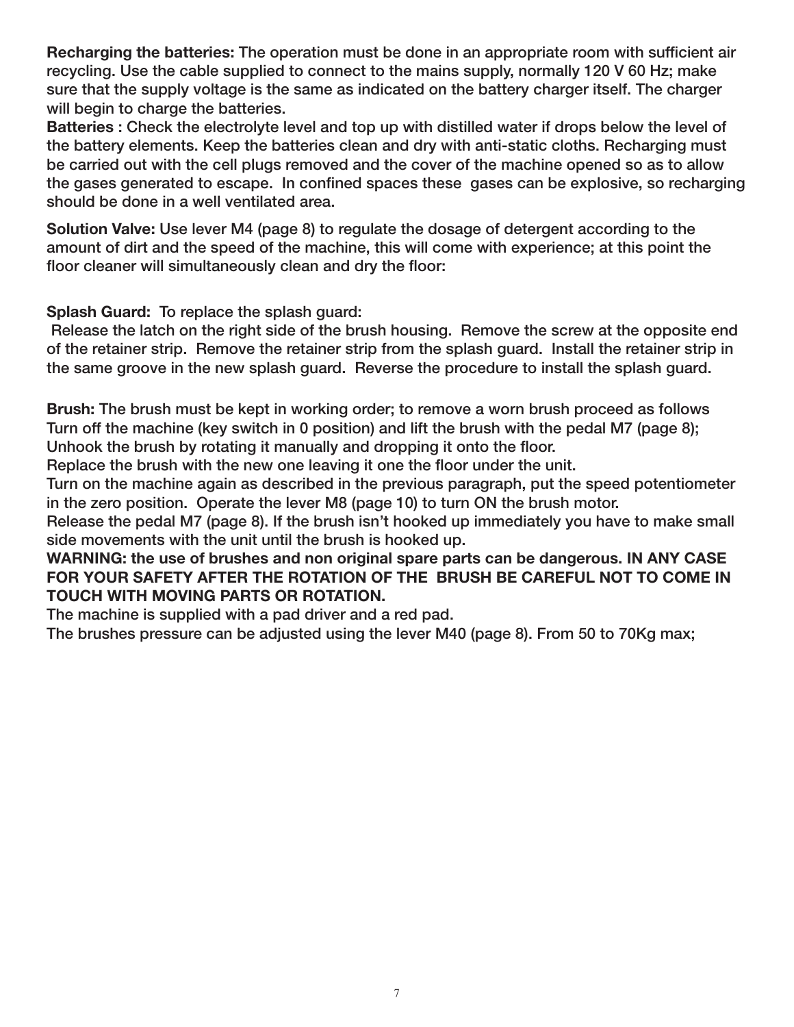**Recharging the batteries:** The operation must be done in an appropriate room with sufficient air recycling. Use the cable supplied to connect to the mains supply, normally 120 V 60 Hz; make sure that the supply voltage is the same as indicated on the battery charger itself. The charger will begin to charge the batteries.

**Batteries :** Check the electrolyte level and top up with distilled water if drops below the level of the battery elements. Keep the batteries clean and dry with anti-static cloths. Recharging must be carried out with the cell plugs removed and the cover of the machine opened so as to allow the gases generated to escape. In confined spaces these gases can be explosive, so recharging should be done in a well ventilated area.

**Solution Valve:** Use lever M4 (page 8) to regulate the dosage of detergent according to the amount of dirt and the speed of the machine, this will come with experience; at this point the floor cleaner will simultaneously clean and dry the floor:

**Splash Guard:** To replace the splash guard:
Release the latch on the right side of the brush housing. Remove the screw at the opposite end of the retainer strip. Remove the retainer strip from the splash guard. Install the retainer strip in the same groove in the new splash guard. Reverse the procedure to install the splash guard.

**Brush:** The brush must be kept in working order; to remove a worn brush proceed as follows
Turn off the machine (key switch in 0 position) and lift the brush with the pedal M7 (page 8);
Unhook the brush by rotating it manually and dropping it onto the floor.
Replace the brush with the new one leaving it one the floor under the unit.
Turn on the machine again as described in the previous paragraph, put the speed potentiometer in the zero position. Operate the lever M8 (page 10) to turn ON the brush motor.
Release the pedal M7 (page 8). If the brush isn't hooked up immediately you have to make small side movements with the unit until the brush is hooked up.

**WARNING: the use of brushes and non original spare parts can be dangerous. IN ANY CASE FOR YOUR SAFETY AFTER THE ROTATION OF THE BRUSH BE CAREFUL NOT TO COME IN TOUCH WITH MOVING PARTS OR ROTATION.**

The machine is supplied with a pad driver and a red pad.
The brushes pressure can be adjusted using the lever M40 (page 8). From 50 to 70Kg max;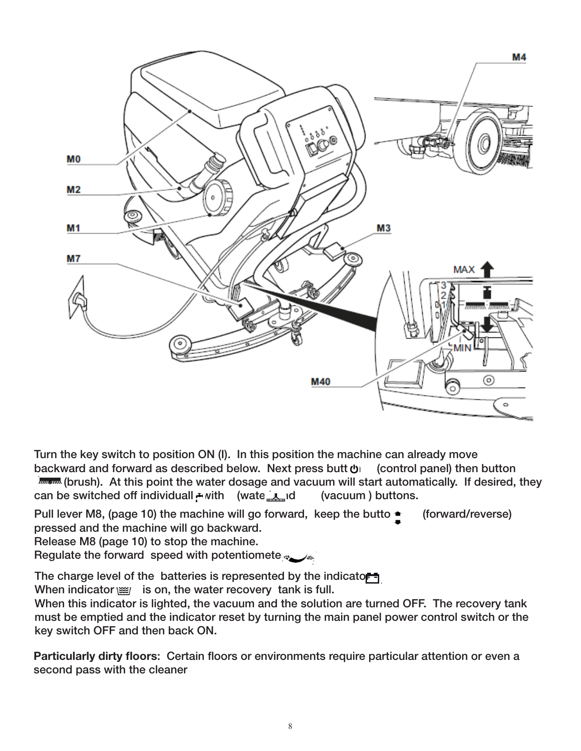Turn the key switch to position ON (I). In this position the machine can already move backward and forward as described below. Next press button (control panel) then button (brush). At this point the water dosage and vacuum will start automatically. If desired, they can be switched off individually with (water) and (vacuum ) buttons.

Pull lever M8, (page 10) the machine will go forward, keep the button (forward/reverse) pressed and the machine will go backward.
Release M8 (page 10) to stop the machine.
Regulate the forward speed with potentiometer.

The charge level of the batteries is represented by the indicator.
When indicator is on, the water recovery tank is full.
When this indicator is lighted, the vacuum and the solution are turned OFF. The recovery tank must be emptied and the indicator reset by turning the main panel power control switch or the key switch OFF and then back ON.

**Particularly dirty floors:** Certain floors or environments require particular attention or even a second pass with the cleaner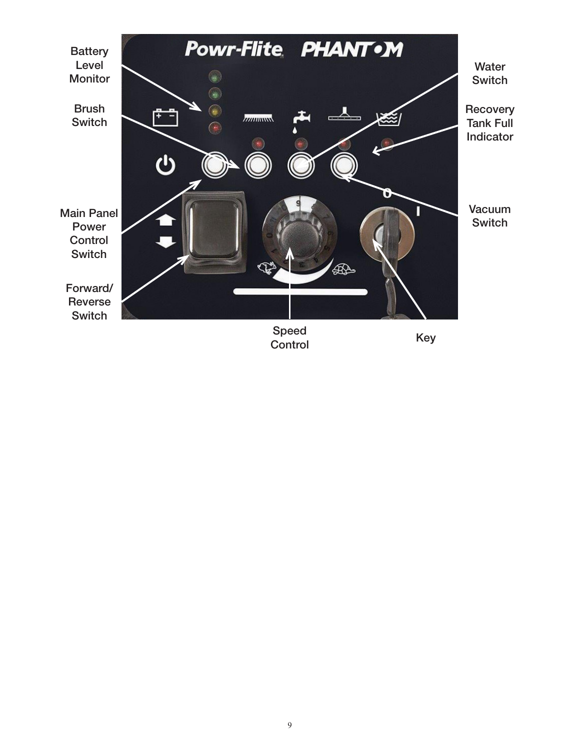Battery Level Monitor

Brush Switch

Main Panel Power Control Switch

Forward/ Reverse Switch

Speed Control

Key

Water Switch

Recovery Tank Full Indicator

Vacuum Switch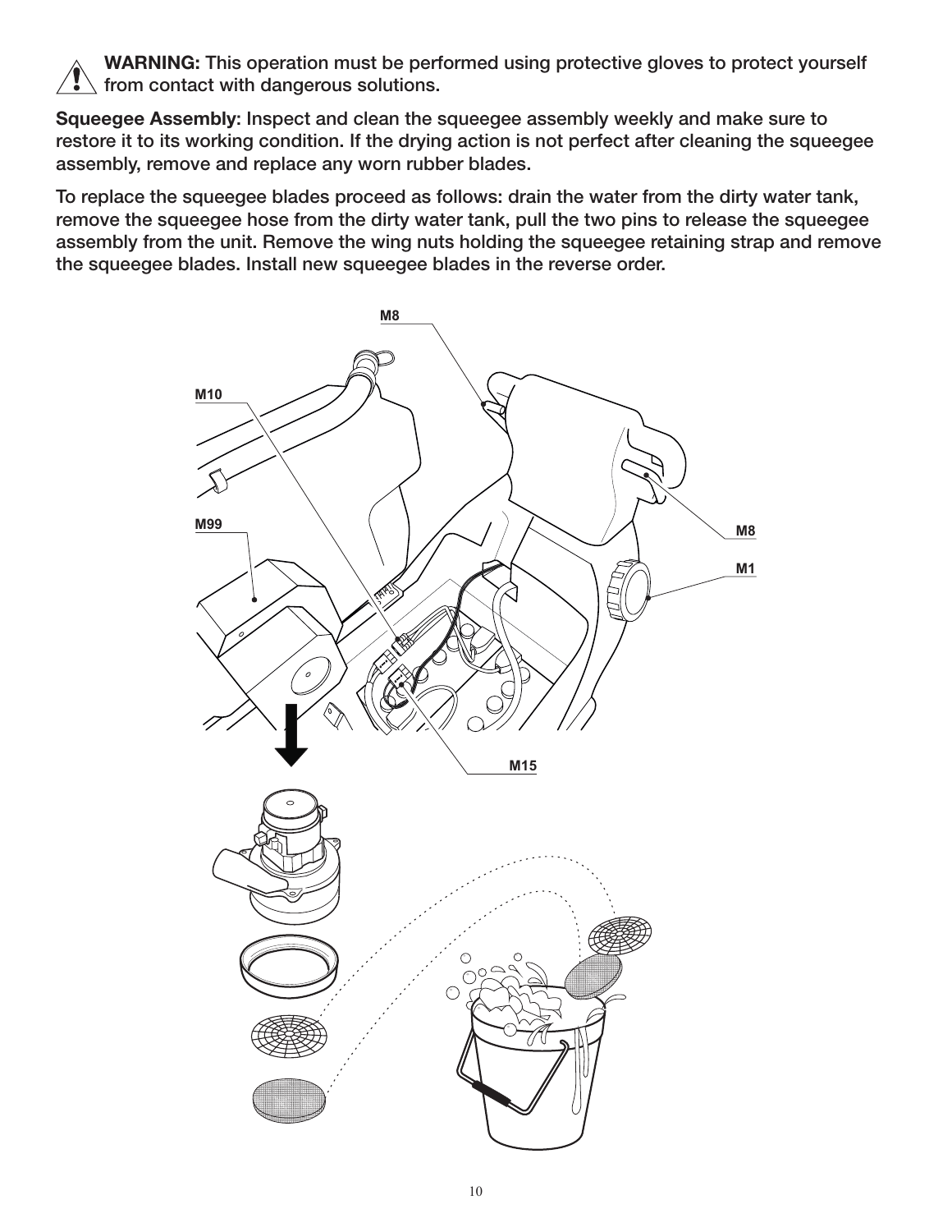**WARNING:** This operation must be performed using protective gloves to protect yourself from contact with dangerous solutions.

**Squeegee Assembly:** Inspect and clean the squeegee assembly weekly and make sure to restore it to its working condition. If the drying action is not perfect after cleaning the squeegee assembly, remove and replace any worn rubber blades.

To replace the squeegee blades proceed as follows: drain the water from the dirty water tank, remove the squeegee hose from the dirty water tank, pull the two pins to release the squeegee assembly from the unit. Remove the wing nuts holding the squeegee retaining strap and remove the squeegee blades. Install new squeegee blades in the reverse order.

M8

M10

M99

M8

M1

M15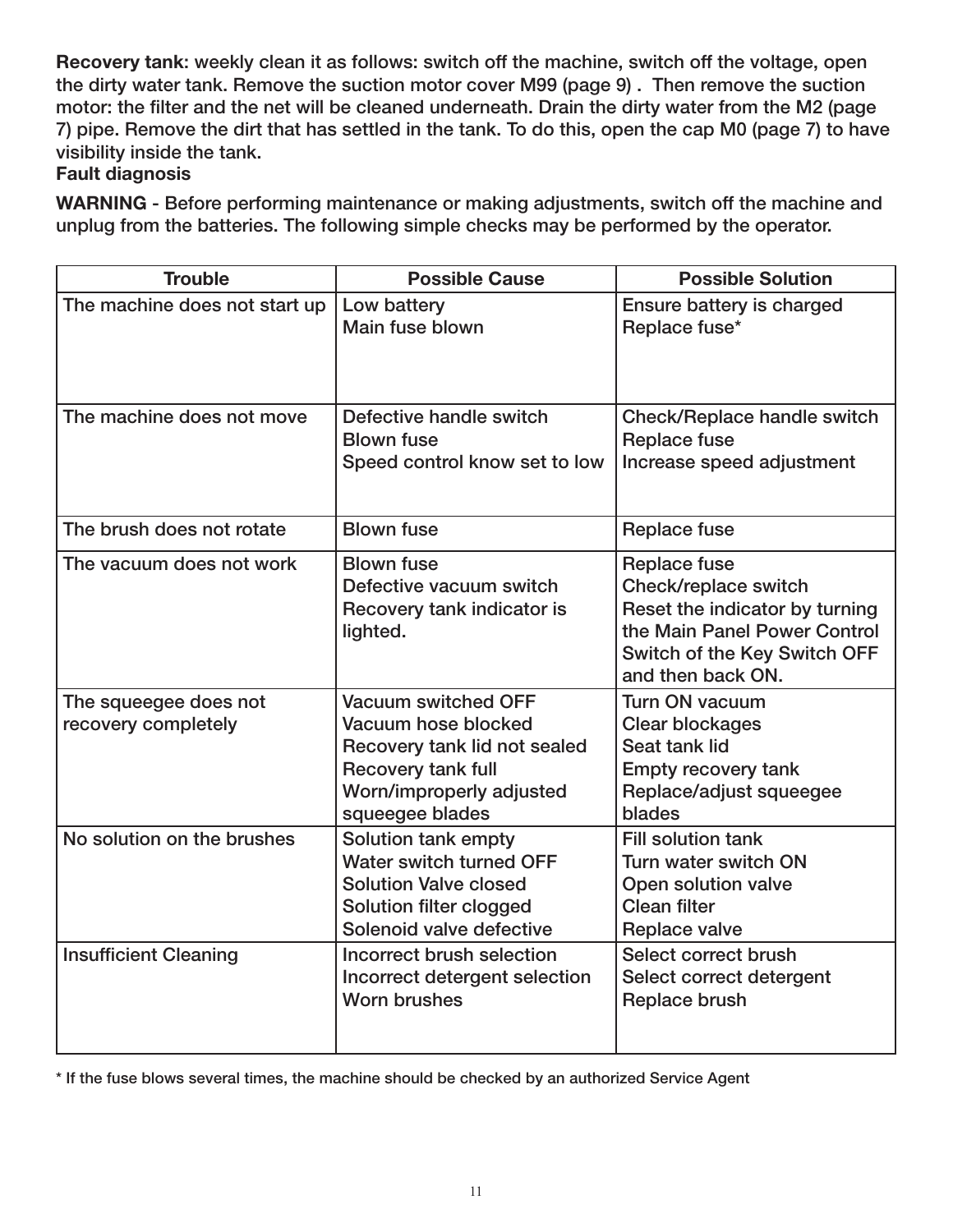**Recovery tank:** weekly clean it as follows: switch off the machine, switch off the voltage, open the dirty water tank. Remove the suction motor cover M99 (page 9) .  Then remove the suction motor: the filter and the net will be cleaned underneath. Drain the dirty water from the M2 (page 7) pipe. Remove the dirt that has settled in the tank. To do this, open the cap M0 (page 7) to have visibility inside the tank.

**Fault diagnosis**

**WARNING** - Before performing maintenance or making adjustments, switch off the machine and unplug from the batteries. The following simple checks may be performed by the operator.

| Trouble | Possible Cause | Possible Solution |
|---|---|---|
| The machine does not start up | Low battery<br>Main fuse blown | Ensure battery is charged<br>Replace fuse* |
| The machine does not move | Defective handle switch<br>Blown fuse<br>Speed control know set to low | Check/Replace handle switch<br>Replace fuse<br>Increase speed adjustment |
| The brush does not rotate | Blown fuse | Replace fuse |
| The vacuum does not work | Blown fuse<br>Defective vacuum switch<br>Recovery tank indicator is lighted. | Replace fuse<br>Check/replace switch<br>Reset the indicator by turning the Main Panel Power Control Switch of the Key Switch OFF and then back ON. |
| The squeegee does not recovery completely | Vacuum switched OFF<br>Vacuum hose blocked<br>Recovery tank lid not sealed<br>Recovery tank full<br>Worn/improperly adjusted squeegee blades | Turn ON vacuum<br>Clear blockages<br>Seat tank lid<br>Empty recovery tank<br>Replace/adjust squeegee blades |
| No solution on the brushes | Solution tank empty<br>Water switch turned OFF<br>Solution Valve closed<br>Solution filter clogged<br>Solenoid valve defective | Fill solution tank<br>Turn water switch ON<br>Open solution valve<br>Clean filter<br>Replace valve |
| Insufficient Cleaning | Incorrect brush selection<br>Incorrect detergent selection<br>Worn brushes | Select correct brush<br>Select correct detergent<br>Replace brush |

* If the fuse blows several times, the machine should be checked by an authorized Service Agent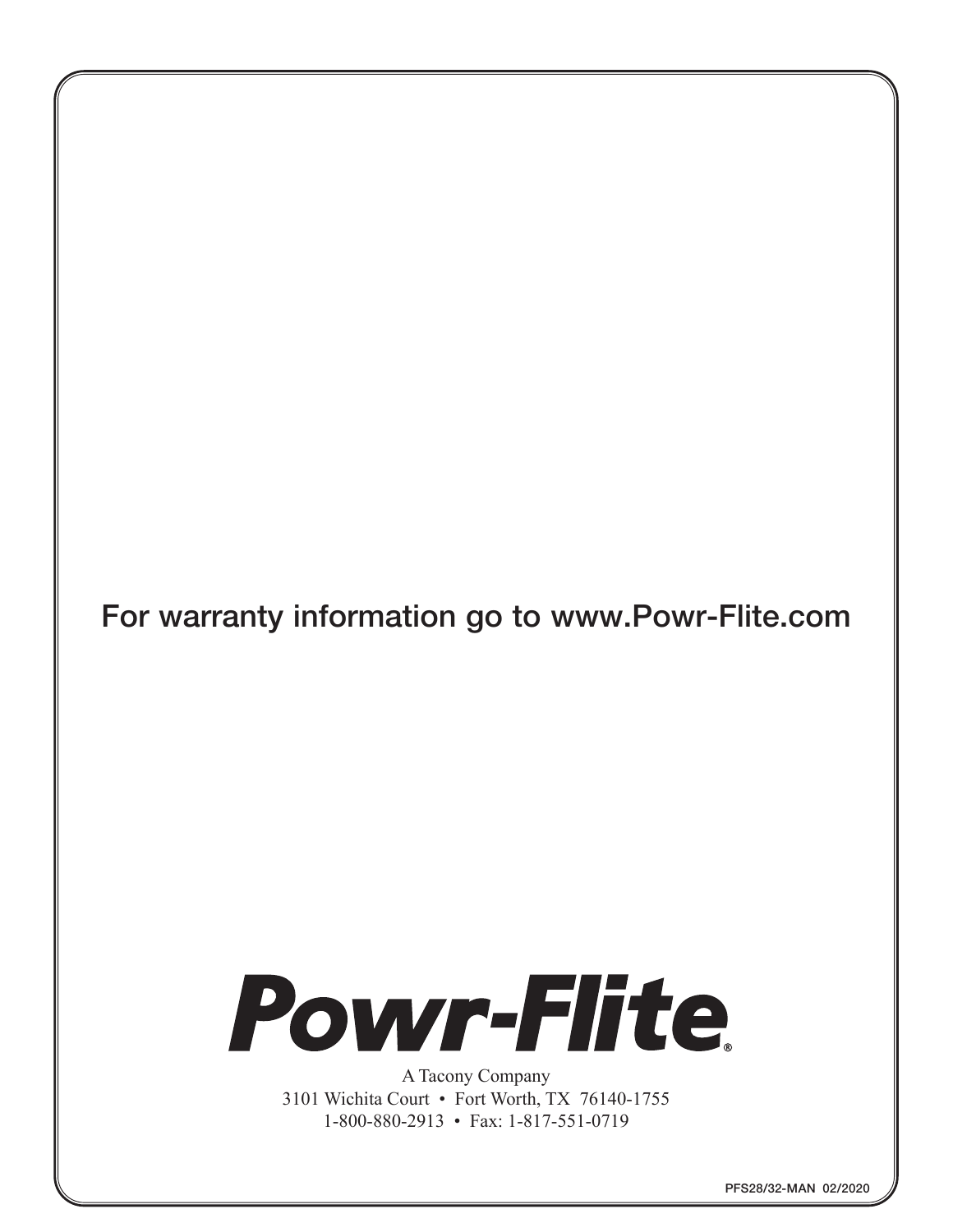**For warranty information go to www.Powr-Flite.com**

**Powr-Flite®**

A Tacony Company
3101 Wichita Court • Fort Worth, TX 76140-1755
1-800-880-2913 • Fax: 1-817-551-0719

PFS28/32-MAN 02/2020